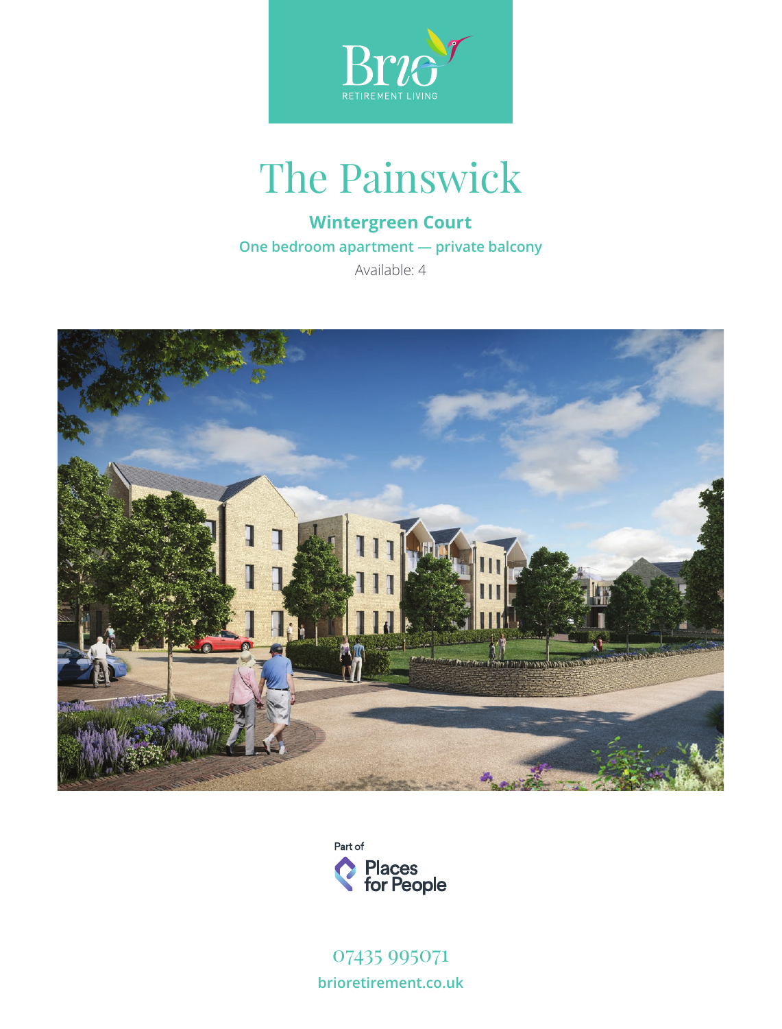Brio

RETIREMENT LIVING

# The Painswick

**Wintergreen Court**

**One bedroom apartment — private balcony**

Available: 4

Part of

Places for People

07435 995071

**brioretirement.co.uk**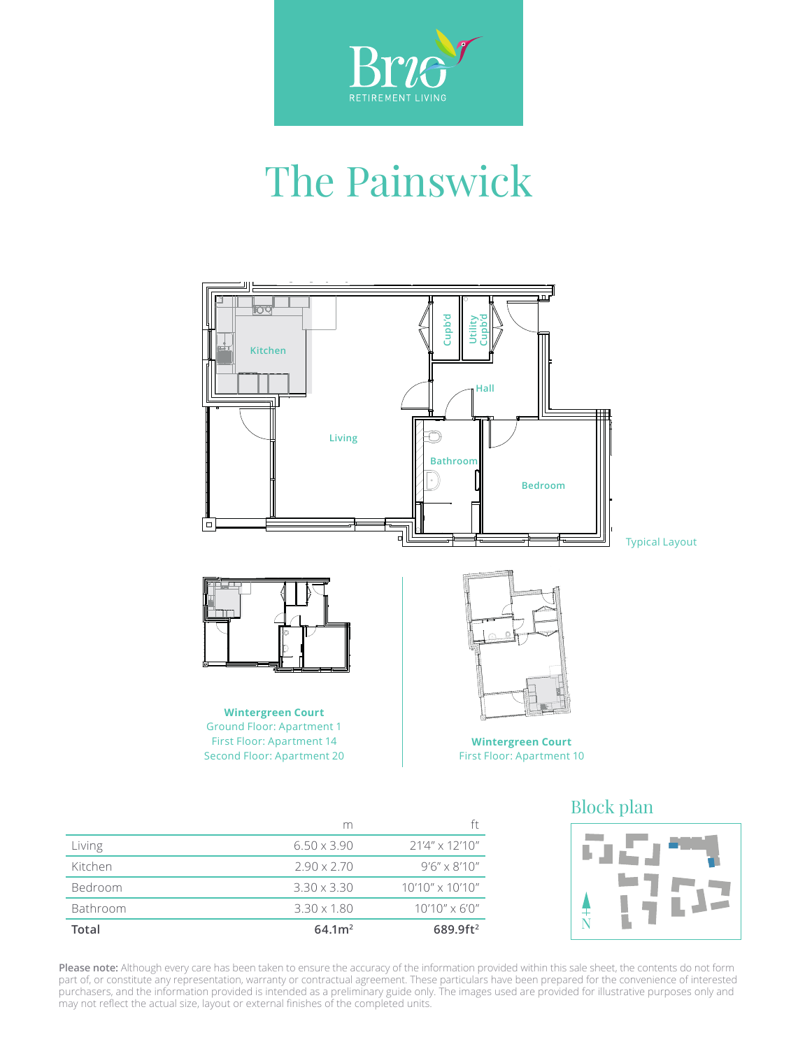Brio
RETIREMENT LIVING

# The Painswick

Kitchen
Cupb'd
Utility Cupb'd
Hall
Living
Bathroom
Bedroom

Typical Layout

**Wintergreen Court**
Ground Floor: Apartment 1
First Floor: Apartment 14
Second Floor: Apartment 20

**Wintergreen Court**
First Floor: Apartment 10

## Block plan

N

| | m | ft |
|---|---|---|
| Living | 6.50 x 3.90 | 21'4" x 12'10" |
| Kitchen | 2.90 x 2.70 | 9'6" x 8'10" |
| Bedroom | 3.30 x 3.30 | 10'10" x 10'10" |
| Bathroom | 3.30 x 1.80 | 10'10" x 6'0" |
| **Total** | **64.1m²** | **689.9ft²** |

**Please note:** Although every care has been taken to ensure the accuracy of the information provided within this sale sheet, the contents do not form part of, or constitute any representation, warranty or contractual agreement. These particulars have been prepared for the convenience of interested purchasers, and the information provided is intended as a preliminary guide only. The images used are provided for illustrative purposes only and may not reflect the actual size, layout or external finishes of the completed units.